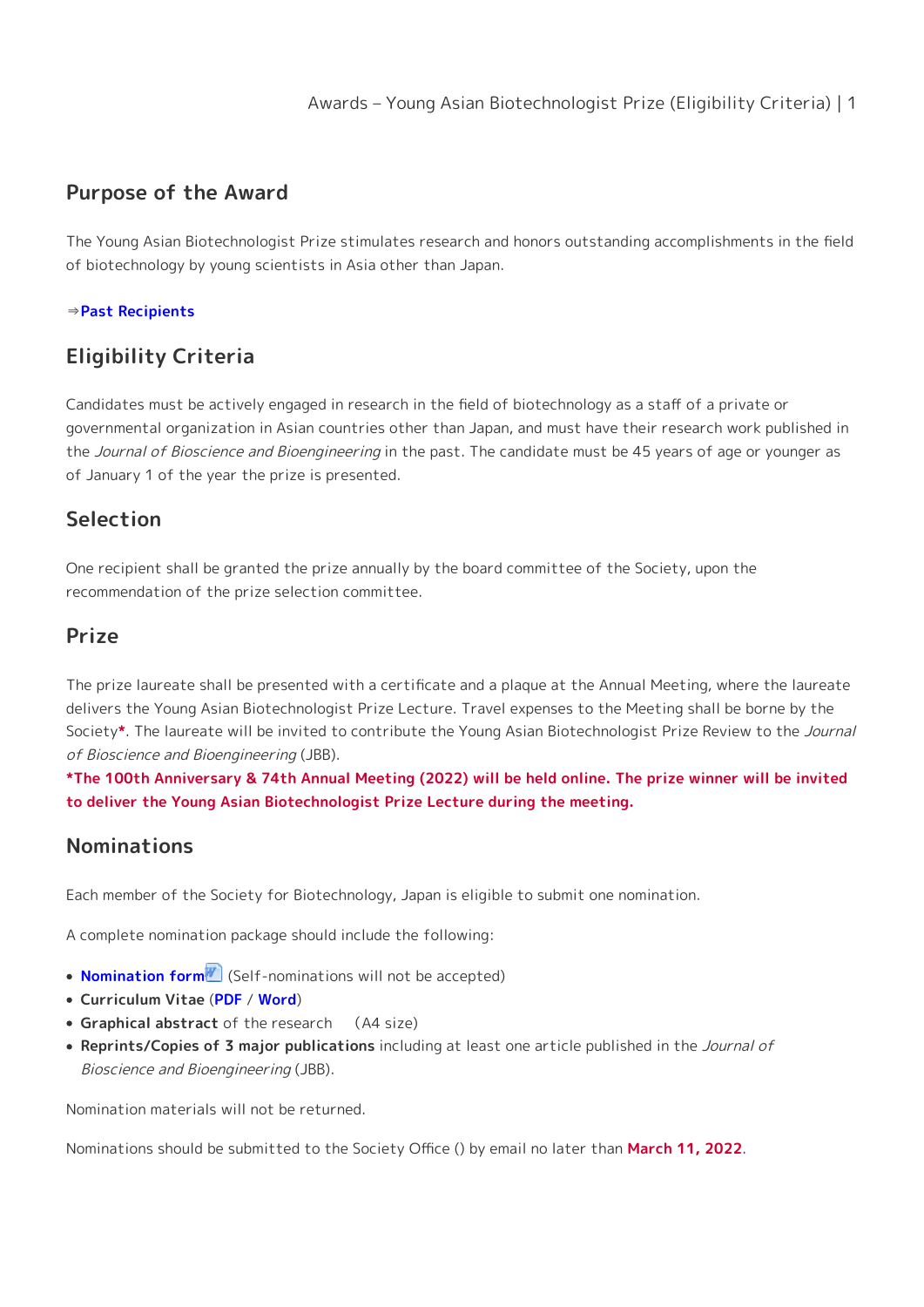## Purpose of the Award

The Young Asian Biotechnologist Prize stimulates research and honors outstanding accomplishments in the field of biotechnology by young scientists in Asia other than Japan.

⇒**Past Recipients**

## Eligibility Criteria

Candidates must be actively engaged in research in the field of biotechnology as a staff of a private or governmental organization in Asian countries other than Japan, and must have their research work published in the *Journal of Bioscience and Bioengineering* in the past. The candidate must be 45 years of age or younger as of January 1 of the year the prize is presented.

## Selection

One recipient shall be granted the prize annually by the board committee of the Society, upon the recommendation of the prize selection committee.

## Prize

The prize laureate shall be presented with a certificate and a plaque at the Annual Meeting, where the laureate delivers the Young Asian Biotechnologist Prize Lecture. Travel expenses to the Meeting shall be borne by the Society**\***. The laureate will be invited to contribute the Young Asian Biotechnologist Prize Review to the *Journal of Bioscience and Bioengineering* (JBB).

**\*The 100th Anniversary & 74th Annual Meeting (2022) will be held online. The prize winner will be invited to deliver the Young Asian Biotechnologist Prize Lecture during the meeting.**

## Nominations

Each member of the Society for Biotechnology, Japan is eligible to submit one nomination.

A complete nomination package should include the following:

- **Nomination form** (Self-nominations will not be accepted)
- **Curriculum Vitae** (**PDF** / **Word**)
- **Graphical abstract** of the research (A4 size)
- **Reprints/Copies of 3 major publications** including at least one article published in the *Journal of Bioscience and Bioengineering* (JBB).

Nomination materials will not be returned.

Nominations should be submitted to the Society Office () by email no later than **March 11, 2022**.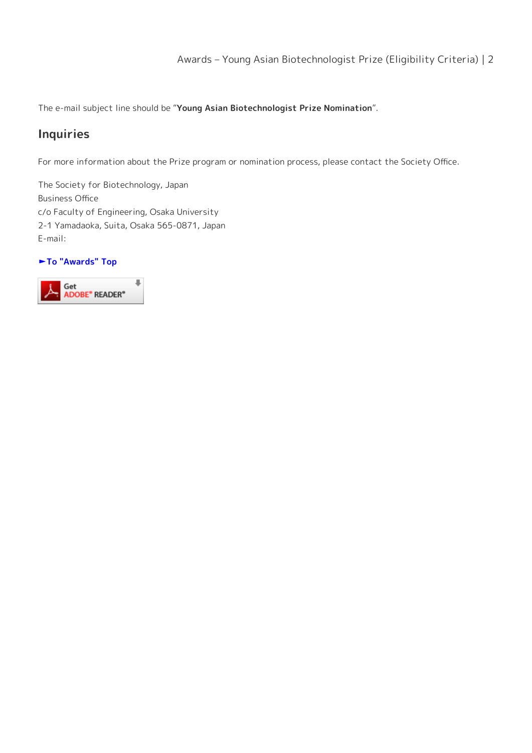The e-mail subject line should be “**Young Asian Biotechnologist Prize Nomination**”.

## Inquiries

For more information about the Prize program or nomination process, please contact the Society Office.

The Society for Biotechnology, Japan
Business Office
c/o Faculty of Engineering, Osaka University
2-1 Yamadaoka, Suita, Osaka 565-0871, Japan
E-mail:

**►To "Awards" Top**

Get ADOBE® READER®